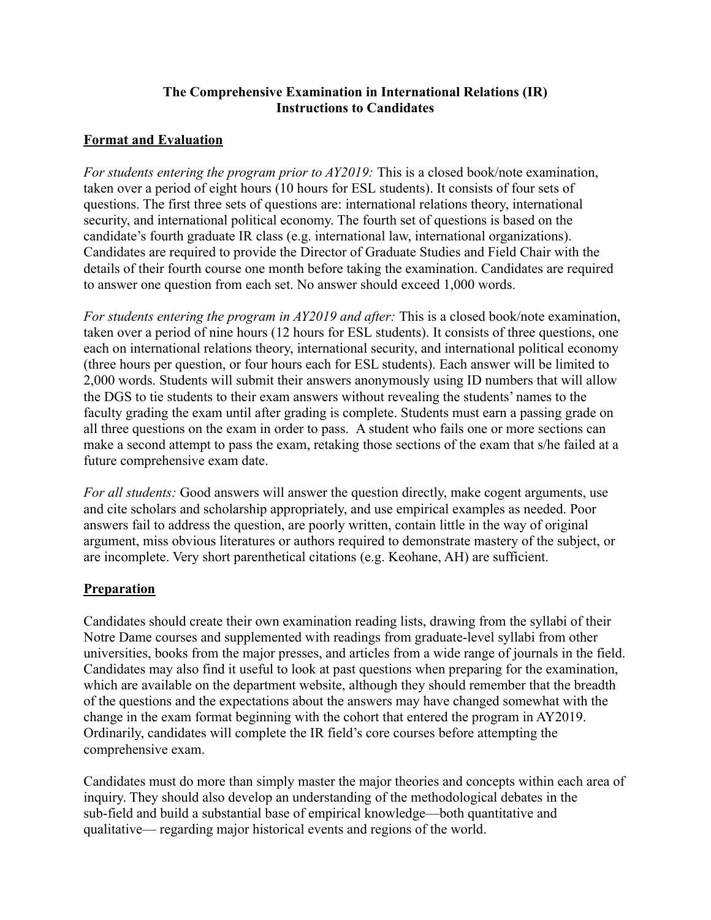# The Comprehensive Examination in International Relations (IR)
# Instructions to Candidates

## Format and Evaluation

*For students entering the program prior to AY2019:* This is a closed book/note examination, taken over a period of eight hours (10 hours for ESL students). It consists of four sets of questions. The first three sets of questions are: international relations theory, international security, and international political economy. The fourth set of questions is based on the candidate's fourth graduate IR class (e.g. international law, international organizations). Candidates are required to provide the Director of Graduate Studies and Field Chair with the details of their fourth course one month before taking the examination. Candidates are required to answer one question from each set. No answer should exceed 1,000 words.

*For students entering the program in AY2019 and after:* This is a closed book/note examination, taken over a period of nine hours (12 hours for ESL students). It consists of three questions, one each on international relations theory, international security, and international political economy (three hours per question, or four hours each for ESL students). Each answer will be limited to 2,000 words. Students will submit their answers anonymously using ID numbers that will allow the DGS to tie students to their exam answers without revealing the students' names to the faculty grading the exam until after grading is complete. Students must earn a passing grade on all three questions on the exam in order to pass. A student who fails one or more sections can make a second attempt to pass the exam, retaking those sections of the exam that s/he failed at a future comprehensive exam date.

*For all students:* Good answers will answer the question directly, make cogent arguments, use and cite scholars and scholarship appropriately, and use empirical examples as needed. Poor answers fail to address the question, are poorly written, contain little in the way of original argument, miss obvious literatures or authors required to demonstrate mastery of the subject, or are incomplete. Very short parenthetical citations (e.g. Keohane, AH) are sufficient.

## Preparation

Candidates should create their own examination reading lists, drawing from the syllabi of their Notre Dame courses and supplemented with readings from graduate-level syllabi from other universities, books from the major presses, and articles from a wide range of journals in the field. Candidates may also find it useful to look at past questions when preparing for the examination, which are available on the department website, although they should remember that the breadth of the questions and the expectations about the answers may have changed somewhat with the change in the exam format beginning with the cohort that entered the program in AY2019. Ordinarily, candidates will complete the IR field's core courses before attempting the comprehensive exam.

Candidates must do more than simply master the major theories and concepts within each area of inquiry. They should also develop an understanding of the methodological debates in the sub-field and build a substantial base of empirical knowledge—both quantitative and qualitative— regarding major historical events and regions of the world.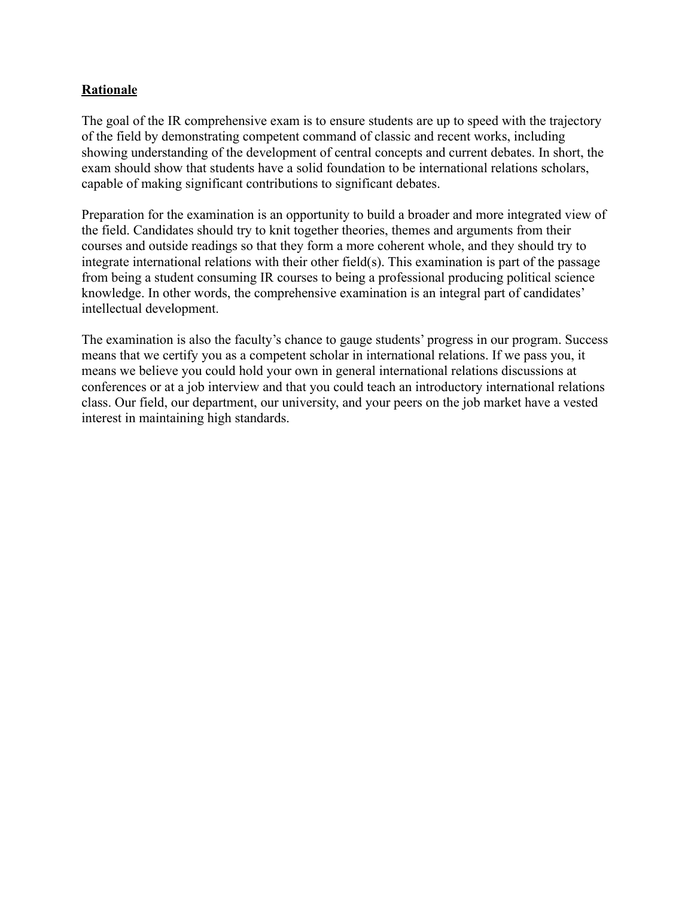## Rationale

The goal of the IR comprehensive exam is to ensure students are up to speed with the trajectory of the field by demonstrating competent command of classic and recent works, including showing understanding of the development of central concepts and current debates. In short, the exam should show that students have a solid foundation to be international relations scholars, capable of making significant contributions to significant debates.

Preparation for the examination is an opportunity to build a broader and more integrated view of the field. Candidates should try to knit together theories, themes and arguments from their courses and outside readings so that they form a more coherent whole, and they should try to integrate international relations with their other field(s). This examination is part of the passage from being a student consuming IR courses to being a professional producing political science knowledge. In other words, the comprehensive examination is an integral part of candidates' intellectual development.

The examination is also the faculty's chance to gauge students' progress in our program. Success means that we certify you as a competent scholar in international relations. If we pass you, it means we believe you could hold your own in general international relations discussions at conferences or at a job interview and that you could teach an introductory international relations class. Our field, our department, our university, and your peers on the job market have a vested interest in maintaining high standards.